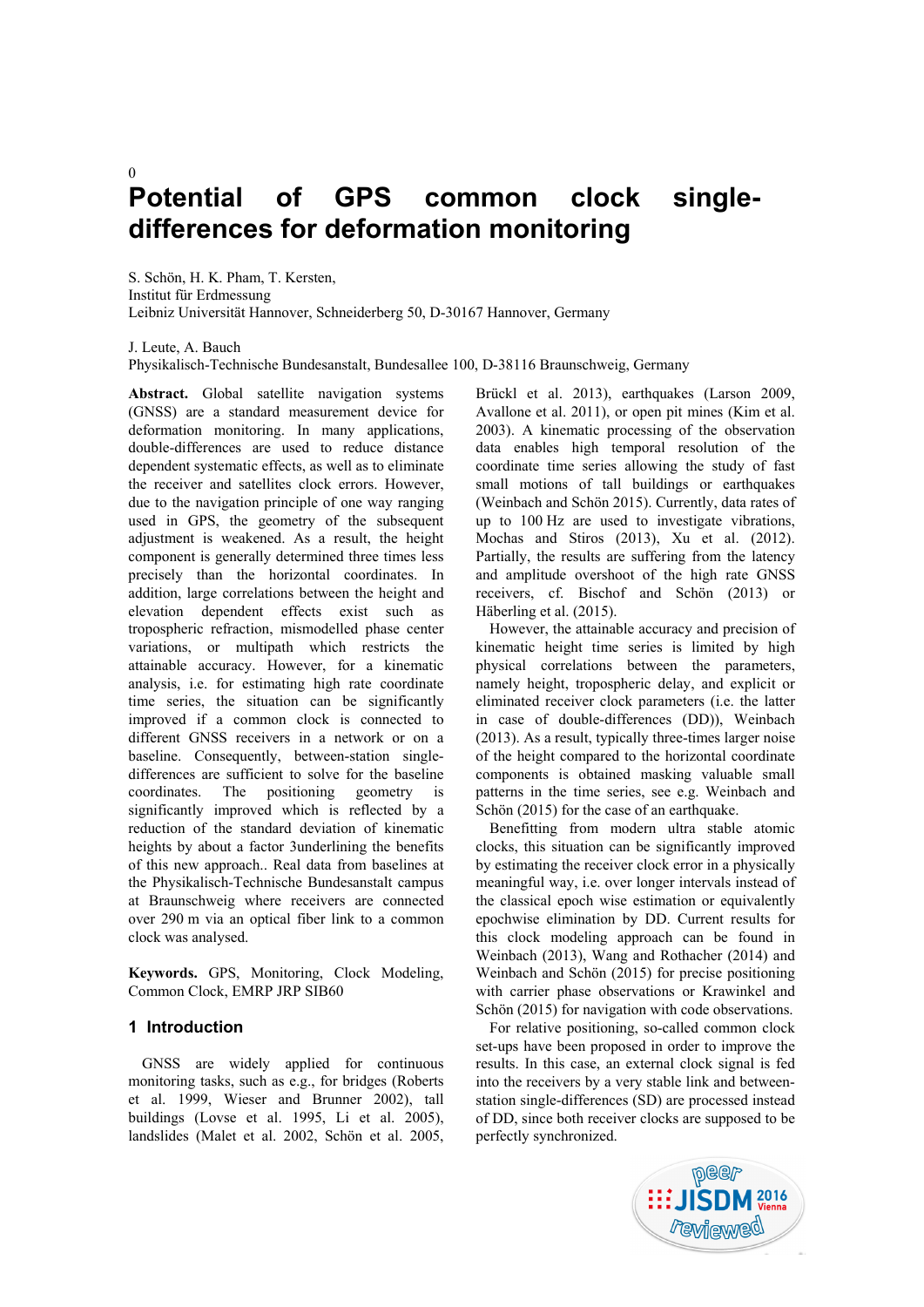0

# Potential of GPS common clock single-differences for deformation monitoring

S. Schön, H. K. Pham, T. Kersten,
Institut für Erdmessung
Leibniz Universität Hannover, Schneiderberg 50, D-30167 Hannover, Germany

J. Leute, A. Bauch
Physikalisch-Technische Bundesanstalt, Bundesallee 100, D-38116 Braunschweig, Germany

**Abstract.** Global satellite navigation systems (GNSS) are a standard measurement device for deformation monitoring. In many applications, double-differences are used to reduce distance dependent systematic effects, as well as to eliminate the receiver and satellites clock errors. However, due to the navigation principle of one way ranging used in GPS, the geometry of the subsequent adjustment is weakened. As a result, the height component is generally determined three times less precisely than the horizontal coordinates. In addition, large correlations between the height and elevation dependent effects exist such as tropospheric refraction, mismodelled phase center variations, or multipath which restricts the attainable accuracy. However, for a kinematic analysis, i.e. for estimating high rate coordinate time series, the situation can be significantly improved if a common clock is connected to different GNSS receivers in a network or on a baseline. Consequently, between-station single-differences are sufficient to solve for the baseline coordinates. The positioning geometry is significantly improved which is reflected by a reduction of the standard deviation of kinematic heights by about a factor 3underlining the benefits of this new approach.. Real data from baselines at the Physikalisch-Technische Bundesanstalt campus at Braunschweig where receivers are connected over 290 m via an optical fiber link to a common clock was analysed.

**Keywords.** GPS, Monitoring, Clock Modeling, Common Clock, EMRP JRP SIB60

## 1 Introduction

GNSS are widely applied for continuous monitoring tasks, such as e.g., for bridges (Roberts et al. 1999, Wieser and Brunner 2002), tall buildings (Lovse et al. 1995, Li et al. 2005), landslides (Malet et al. 2002, Schön et al. 2005, Brückl et al. 2013), earthquakes (Larson 2009, Avallone et al. 2011), or open pit mines (Kim et al. 2003). A kinematic processing of the observation data enables high temporal resolution of the coordinate time series allowing the study of fast small motions of tall buildings or earthquakes (Weinbach and Schön 2015). Currently, data rates of up to 100 Hz are used to investigate vibrations, Mochas and Stiros (2013), Xu et al. (2012). Partially, the results are suffering from the latency and amplitude overshoot of the high rate GNSS receivers, cf. Bischof and Schön (2013) or Häberling et al. (2015).

However, the attainable accuracy and precision of kinematic height time series is limited by high physical correlations between the parameters, namely height, tropospheric delay, and explicit or eliminated receiver clock parameters (i.e. the latter in case of double-differences (DD)), Weinbach (2013). As a result, typically three-times larger noise of the height compared to the horizontal coordinate components is obtained masking valuable small patterns in the time series, see e.g. Weinbach and Schön (2015) for the case of an earthquake.

Benefitting from modern ultra stable atomic clocks, this situation can be significantly improved by estimating the receiver clock error in a physically meaningful way, i.e. over longer intervals instead of the classical epoch wise estimation or equivalently epochwise elimination by DD. Current results for this clock modeling approach can be found in Weinbach (2013), Wang and Rothacher (2014) and Weinbach and Schön (2015) for precise positioning with carrier phase observations or Krawinkel and Schön (2015) for navigation with code observations.

For relative positioning, so-called common clock set-ups have been proposed in order to improve the results. In this case, an external clock signal is fed into the receivers by a very stable link and between-station single-differences (SD) are processed instead of DD, since both receiver clocks are supposed to be perfectly synchronized.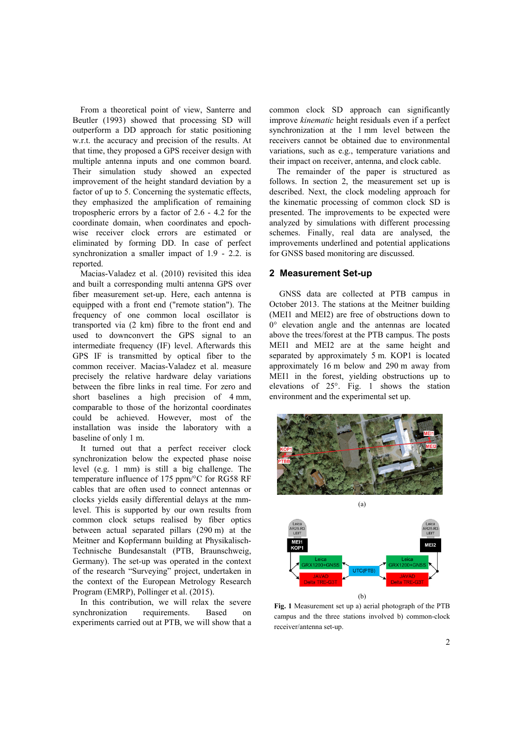From a theoretical point of view, Santerre and Beutler (1993) showed that processing SD will outperform a DD approach for static positioning w.r.t. the accuracy and precision of the results. At that time, they proposed a GPS receiver design with multiple antenna inputs and one common board. Their simulation study showed an expected improvement of the height standard deviation by a factor of up to 5. Concerning the systematic effects, they emphasized the amplification of remaining tropospheric errors by a factor of 2.6 - 4.2 for the coordinate domain, when coordinates and epoch-wise receiver clock errors are estimated or eliminated by forming DD. In case of perfect synchronization a smaller impact of 1.9 - 2.2. is reported.

Macias-Valadez et al. (2010) revisited this idea and built a corresponding multi antenna GPS over fiber measurement set-up. Here, each antenna is equipped with a front end ("remote station"). The frequency of one common local oscillator is transported via (2 km) fibre to the front end and used to downconvert the GPS signal to an intermediate frequency (IF) level. Afterwards this GPS IF is transmitted by optical fiber to the common receiver. Macias-Valadez et al. measure precisely the relative hardware delay variations between the fibre links in real time. For zero and short baselines a high precision of 4 mm, comparable to those of the horizontal coordinates could be achieved. However, most of the installation was inside the laboratory with a baseline of only 1 m.

It turned out that a perfect receiver clock synchronization below the expected phase noise level (e.g. 1 mm) is still a big challenge. The temperature influence of 175 ppm/°C for RG58 RF cables that are often used to connect antennas or clocks yields easily differential delays at the mm-level. This is supported by our own results from common clock setups realised by fiber optics between actual separated pillars (290 m) at the Meitner and Kopfermann building at Physikalisch-Technische Bundesanstalt (PTB, Braunschweig, Germany). The set-up was operated in the context of the research "Surveying" project, undertaken in the context of the European Metrology Research Program (EMRP), Pollinger et al. (2015).

In this contribution, we will relax the severe synchronization requirements. Based on experiments carried out at PTB, we will show that a common clock SD approach can significantly improve *kinematic* height residuals even if a perfect synchronization at the 1 mm level between the receivers cannot be obtained due to environmental variations, such as e.g., temperature variations and their impact on receiver, antenna, and clock cable.

The remainder of the paper is structured as follows. In section 2, the measurement set up is described. Next, the clock modeling approach for the kinematic processing of common clock SD is presented. The improvements to be expected were analyzed by simulations with different processing schemes. Finally, real data are analysed, the improvements underlined and potential applications for GNSS based monitoring are discussed.

## 2 Measurement Set-up

GNSS data are collected at PTB campus in October 2013. The stations at the Meitner building (MEI1 and MEI2) are free of obstructions down to 0° elevation angle and the antennas are located above the trees/forest at the PTB campus. The posts MEI1 and MEI2 are at the same height and separated by approximately 5 m. KOP1 is located approximately 16 m below and 290 m away from MEI1 in the forest, yielding obstructions up to elevations of 25°. Fig. 1 shows the station environment and the experimental set up.

(a)

(b)

**Fig. 1** Measurement set up a) aerial photograph of the PTB campus and the three stations involved b) common-clock receiver/antenna set-up.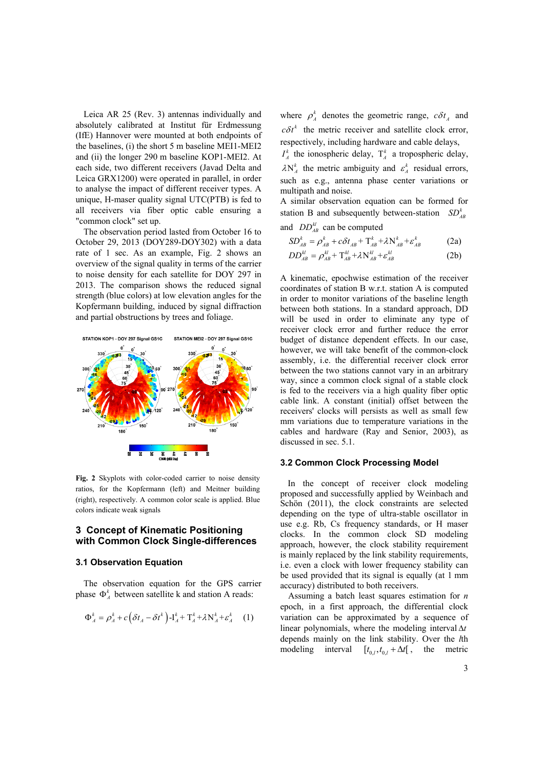Leica AR 25 (Rev. 3) antennas individually and absolutely calibrated at Institut für Erdmessung (IfE) Hannover were mounted at both endpoints of the baselines, (i) the short 5 m baseline MEI1-MEI2 and (ii) the longer 290 m baseline KOP1-MEI2. At each side, two different receivers (Javad Delta and Leica GRX1200) were operated in parallel, in order to analyse the impact of different receiver types. A unique, H-maser quality signal UTC(PTB) is fed to all receivers via fiber optic cable ensuring a "common clock" set up.

The observation period lasted from October 16 to October 29, 2013 (DOY289-DOY302) with a data rate of 1 sec. As an example, Fig. 2 shows an overview of the signal quality in terms of the carrier to noise density for each satellite for DOY 297 in 2013. The comparison shows the reduced signal strength (blue colors) at low elevation angles for the Kopfermann building, induced by signal diffraction and partial obstructions by trees and foliage.

**Fig. 2** Skyplots with color-coded carrier to noise density ratios, for the Kopfermann (left) and Meitner building (right), respectively. A common color scale is applied. Blue colors indicate weak signals

## 3 Concept of Kinematic Positioning with Common Clock Single-differences

### 3.1 Observation Equation

The observation equation for the GPS carrier phase $\Phi_A^k$ between satellite k and station A reads:

$$\Phi_A^k = \rho_A^k + c\left(\delta t_A - \delta t^k\right) - \mathrm{I}_A^k + \mathrm{T}_A^k + \lambda \mathrm{N}_A^k + \varepsilon_A^k \quad (1)$$

where $\rho_A^k$ denotes the geometric range, $c\delta t_A$ and $c\delta t^k$ the metric receiver and satellite clock error, respectively, including hardware and cable delays, $I_A^k$ the ionospheric delay, $\mathrm{T}_A^k$ a tropospheric delay, $\lambda \mathrm{N}_A^k$ the metric ambiguity and $\varepsilon_A^k$ residual errors, such as e.g., antenna phase center variations or multipath and noise.

A similar observation equation can be formed for station B and subsequently between-station $SD_{AB}^k$ and $DD_{AB}^{kl}$ can be computed

$$SD_{AB}^k = \rho_{AB}^k + c\delta t_{AB} + \mathrm{T}_{AB}^k + \lambda \mathrm{N}_{AB}^k + \varepsilon_{AB}^k \quad (2a)$$

$$DD_{AB}^{kl} = \rho_{AB}^{kl} + \mathrm{T}_{AB}^{kl} + \lambda \mathrm{N}_{AB}^{kl} + \varepsilon_{AB}^{kl} \quad (2b)$$

A kinematic, epochwise estimation of the receiver coordinates of station B w.r.t. station A is computed in order to monitor variations of the baseline length between both stations. In a standard approach, DD will be used in order to eliminate any type of receiver clock error and further reduce the error budget of distance dependent effects. In our case, however, we will take benefit of the common-clock assembly, i.e. the differential receiver clock error between the two stations cannot vary in an arbitrary way, since a common clock signal of a stable clock is fed to the receivers via a high quality fiber optic cable link. A constant (initial) offset between the receivers' clocks will persists as well as small few mm variations due to temperature variations in the cables and hardware (Ray and Senior, 2003), as discussed in sec. 5.1.

### 3.2 Common Clock Processing Model

In the concept of receiver clock modeling proposed and successfully applied by Weinbach and Schön (2011), the clock constraints are selected depending on the type of ultra-stable oscillator in use e.g. Rb, Cs frequency standards, or H maser clocks. In the common clock SD modeling approach, however, the clock stability requirement is mainly replaced by the link stability requirements, i.e. even a clock with lower frequency stability can be used provided that its signal is equally (at 1 mm accuracy) distributed to both receivers.

Assuming a batch least squares estimation for *n* epoch, in a first approach, the differential clock variation can be approximated by a sequence of linear polynomials, where the modeling interval $\Delta t$ depends mainly on the link stability. Over the $l$th modeling interval $[t_{0,l}, t_{0,l} + \Delta t[$, the metric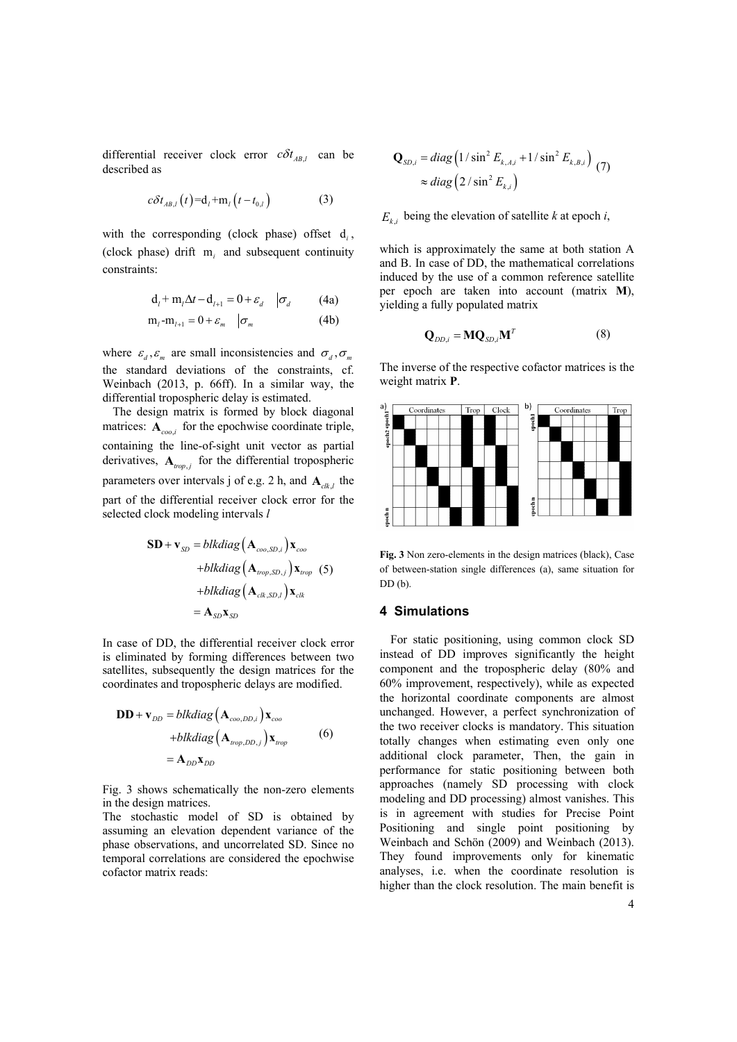differential receiver clock error $c\delta t_{AB,l}$ can be described as

$$c\delta t_{AB,l}\left(t\right)=\mathrm{d}_l+\mathrm{m}_l\left(t-t_{0,l}\right) \tag{3}$$

with the corresponding (clock phase) offset $\mathrm{d}_l$, (clock phase) drift $\mathrm{m}_l$ and subsequent continuity constraints:

$$\mathrm{d}_l+\mathrm{m}_l\Delta t-\mathrm{d}_{l+1}=0+\varepsilon_d \quad \left|\sigma_d\right. \tag{4a}$$

$$\mathrm{m}_l-\mathrm{m}_{l+1}=0+\varepsilon_m \quad \left|\sigma_m\right. \tag{4b}$$

where $\varepsilon_d, \varepsilon_m$ are small inconsistencies and $\sigma_d, \sigma_m$ the standard deviations of the constraints, cf. Weinbach (2013, p. 66ff). In a similar way, the differential tropospheric delay is estimated.

The design matrix is formed by block diagonal matrices: $\mathbf{A}_{coo,i}$ for the epochwise coordinate triple, containing the line-of-sight unit vector as partial derivatives, $\mathbf{A}_{trop,j}$ for the differential tropospheric parameters over intervals j of e.g. 2 h, and $\mathbf{A}_{clk,l}$ the part of the differential receiver clock error for the selected clock modeling intervals $l$

$$\begin{aligned}\mathbf{SD}+\mathbf{v}_{SD} &= blkdiag\left(\mathbf{A}_{coo,SD,i}\right)\mathbf{x}_{coo} \\ &+blkdiag\left(\mathbf{A}_{trop,SD,j}\right)\mathbf{x}_{trop} \\ &+blkdiag\left(\mathbf{A}_{clk,SD,l}\right)\mathbf{x}_{clk} \\ &= \mathbf{A}_{SD}\mathbf{x}_{SD}\end{aligned} \tag{5}$$

In case of DD, the differential receiver clock error is eliminated by forming differences between two satellites, subsequently the design matrices for the coordinates and tropospheric delays are modified.

$$\begin{aligned}\mathbf{DD}+\mathbf{v}_{DD} &= blkdiag\left(\mathbf{A}_{coo,DD,i}\right)\mathbf{x}_{coo} \\ &+blkdiag\left(\mathbf{A}_{trop,DD,j}\right)\mathbf{x}_{trop} \\ &= \mathbf{A}_{DD}\mathbf{x}_{DD}\end{aligned} \tag{6}$$

Fig. 3 shows schematically the non-zero elements in the design matrices.

The stochastic model of SD is obtained by assuming an elevation dependent variance of the phase observations, and uncorrelated SD. Since no temporal correlations are considered the epochwise cofactor matrix reads:

$$\begin{aligned}\mathbf{Q}_{SD,i} &= diag\left(1/\sin^2 E_{k,A,i}+1/\sin^2 E_{k,B,i}\right) \\ &\approx diag\left(2/\sin^2 E_{k,i}\right)\end{aligned} \tag{7}$$

$E_{k,i}$ being the elevation of satellite *k* at epoch *i*,

which is approximately the same at both station A and B. In case of DD, the mathematical correlations induced by the use of a common reference satellite per epoch are taken into account (matrix **M**), yielding a fully populated matrix

$$\mathbf{Q}_{DD,i}=\mathbf{M}\mathbf{Q}_{SD,i}\mathbf{M}^T \tag{8}$$

The inverse of the respective cofactor matrices is the weight matrix **P**.

**Fig. 3** Non zero-elements in the design matrices (black), Case of between-station single differences (a), same situation for DD (b).

## 4 Simulations

For static positioning, using common clock SD instead of DD improves significantly the height component and the tropospheric delay (80% and 60% improvement, respectively), while as expected the horizontal coordinate components are almost unchanged. However, a perfect synchronization of the two receiver clocks is mandatory. This situation totally changes when estimating even only one additional clock parameter, Then, the gain in performance for static positioning between both approaches (namely SD processing with clock modeling and DD processing) almost vanishes. This is in agreement with studies for Precise Point Positioning and single point positioning by Weinbach and Schön (2009) and Weinbach (2013). They found improvements only for kinematic analyses, i.e. when the coordinate resolution is higher than the clock resolution. The main benefit is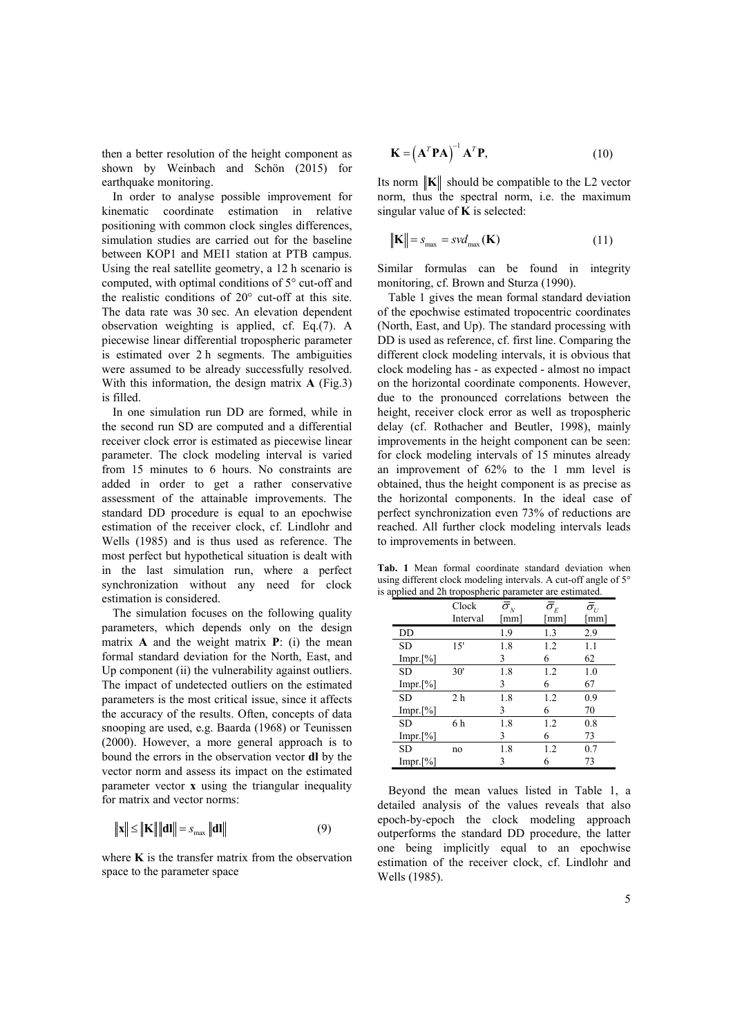then a better resolution of the height component as shown by Weinbach and Schön (2015) for earthquake monitoring.

In order to analyse possible improvement for kinematic coordinate estimation in relative positioning with common clock singles differences, simulation studies are carried out for the baseline between KOP1 and MEI1 station at PTB campus. Using the real satellite geometry, a 12 h scenario is computed, with optimal conditions of 5° cut-off and the realistic conditions of 20° cut-off at this site. The data rate was 30 sec. An elevation dependent observation weighting is applied, cf. Eq.(7). A piecewise linear differential tropospheric parameter is estimated over 2 h segments. The ambiguities were assumed to be already successfully resolved. With this information, the design matrix **A** (Fig.3) is filled.

In one simulation run DD are formed, while in the second run SD are computed and a differential receiver clock error is estimated as piecewise linear parameter. The clock modeling interval is varied from 15 minutes to 6 hours. No constraints are added in order to get a rather conservative assessment of the attainable improvements. The standard DD procedure is equal to an epochwise estimation of the receiver clock, cf. Lindlohr and Wells (1985) and is thus used as reference. The most perfect but hypothetical situation is dealt with in the last simulation run, where a perfect synchronization without any need for clock estimation is considered.

The simulation focuses on the following quality parameters, which depends only on the design matrix **A** and the weight matrix **P**: (i) the mean formal standard deviation for the North, East, and Up component (ii) the vulnerability against outliers. The impact of undetected outliers on the estimated parameters is the most critical issue, since it affects the accuracy of the results. Often, concepts of data snooping are used, e.g. Baarda (1968) or Teunissen (2000). However, a more general approach is to bound the errors in the observation vector **dl** by the vector norm and assess its impact on the estimated parameter vector **x** using the triangular inequality for matrix and vector norms:

$$\|\mathbf{x}\| \le \|\mathbf{K}\|\|\mathbf{dl}\| = s_{\max}\|\mathbf{dl}\| \tag{9}$$

where **K** is the transfer matrix from the observation space to the parameter space

$$\mathbf{K} = \left(\mathbf{A}^T\mathbf{P}\mathbf{A}\right)^{-1}\mathbf{A}^T\mathbf{P}, \tag{10}$$

Its norm $\|\mathbf{K}\|$ should be compatible to the L2 vector norm, thus the spectral norm, i.e. the maximum singular value of **K** is selected:

$$\|\mathbf{K}\| = s_{\max} = svd_{\max}(\mathbf{K}) \tag{11}$$

Similar formulas can be found in integrity monitoring, cf. Brown and Sturza (1990).

Table 1 gives the mean formal standard deviation of the epochwise estimated tropocentric coordinates (North, East, and Up). The standard processing with DD is used as reference, cf. first line. Comparing the different clock modeling intervals, it is obvious that clock modeling has - as expected - almost no impact on the horizontal coordinate components. However, due to the pronounced correlations between the height, receiver clock error as well as tropospheric delay (cf. Rothacher and Beutler, 1998), mainly improvements in the height component can be seen: for clock modeling intervals of 15 minutes already an improvement of 62% to the 1 mm level is obtained, thus the height component is as precise as the horizontal components. In the ideal case of perfect synchronization even 73% of reductions are reached. All further clock modeling intervals leads to improvements in between.

**Tab. 1** Mean formal coordinate standard deviation when using different clock modeling intervals. A cut-off angle of 5° is applied and 2h tropospheric parameter are estimated.

| | Clock Interval | $\bar{\sigma}_N$ [mm] | $\bar{\sigma}_E$ [mm] | $\bar{\sigma}_U$ [mm] |
|---|---|---|---|---|
| DD | | 1.9 | 1.3 | 2.9 |
| SD | 15' | 1.8 | 1.2 | 1.1 |
| Impr.[%] | | 3 | 6 | 62 |
| SD | 30' | 1.8 | 1.2 | 1.0 |
| Impr.[%] | | 3 | 6 | 67 |
| SD | 2 h | 1.8 | 1.2 | 0.9 |
| Impr.[%] | | 3 | 6 | 70 |
| SD | 6 h | 1.8 | 1.2 | 0.8 |
| Impr.[%] | | 3 | 6 | 73 |
| SD | no | 1.8 | 1.2 | 0.7 |
| Impr.[%] | | 3 | 6 | 73 |

Beyond the mean values listed in Table 1, a detailed analysis of the values reveals that also epoch-by-epoch the clock modeling approach outperforms the standard DD procedure, the latter one being implicitly equal to an epochwise estimation of the receiver clock, cf. Lindlohr and Wells (1985).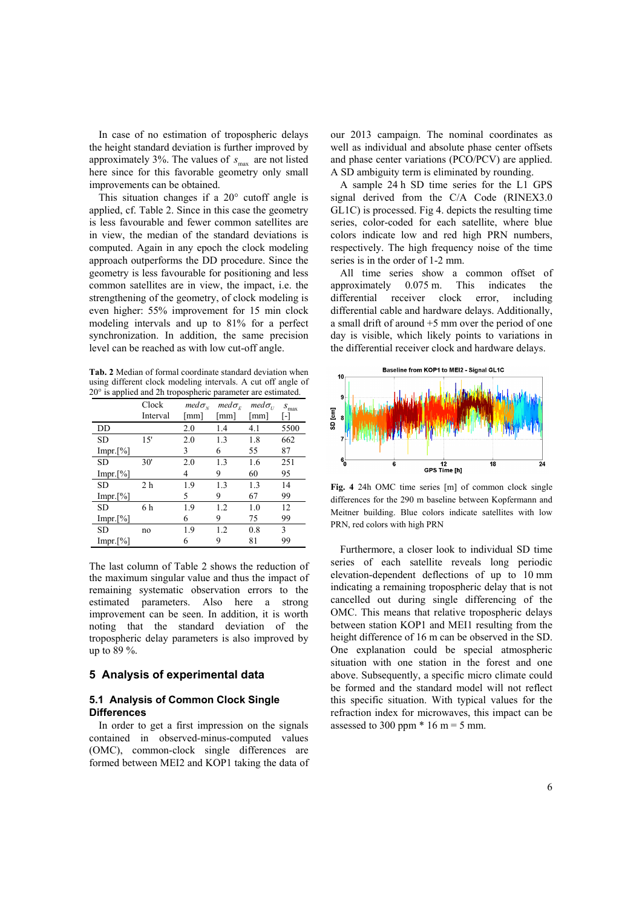In case of no estimation of tropospheric delays the height standard deviation is further improved by approximately 3%. The values of $s_{\max}$ are not listed here since for this favorable geometry only small improvements can be obtained.

This situation changes if a 20° cutoff angle is applied, cf. Table 2. Since in this case the geometry is less favourable and fewer common satellites are in view, the median of the standard deviations is computed. Again in any epoch the clock modeling approach outperforms the DD procedure. Since the geometry is less favourable for positioning and less common satellites are in view, the impact, i.e. the strengthening of the geometry, of clock modeling is even higher: 55% improvement for 15 min clock modeling intervals and up to 81% for a perfect synchronization. In addition, the same precision level can be reached as with low cut-off angle.

**Tab. 2** Median of formal coordinate standard deviation when using different clock modeling intervals. A cut off angle of 20° is applied and 2h tropospheric parameter are estimated.

| | Clock Interval | $med\sigma_N$ [mm] | $med\sigma_E$ [mm] | $med\sigma_U$ [mm] | $s_{\max}$ [-] |
|---|---|---|---|---|---|
| DD | | 2.0 | 1.4 | 4.1 | 5500 |
| SD | 15' | 2.0 | 1.3 | 1.8 | 662 |
| Impr.[%] | | 3 | 6 | 55 | 87 |
| SD | 30' | 2.0 | 1.3 | 1.6 | 251 |
| Impr.[%] | | 4 | 9 | 60 | 95 |
| SD | 2 h | 1.9 | 1.3 | 1.3 | 14 |
| Impr.[%] | | 5 | 9 | 67 | 99 |
| SD | 6 h | 1.9 | 1.2 | 1.0 | 12 |
| Impr.[%] | | 6 | 9 | 75 | 99 |
| SD | no | 1.9 | 1.2 | 0.8 | 3 |
| Impr.[%] | | 6 | 9 | 81 | 99 |

The last column of Table 2 shows the reduction of the maximum singular value and thus the impact of remaining systematic observation errors to the estimated parameters. Also here a strong improvement can be seen. In addition, it is worth noting that the standard deviation of the tropospheric delay parameters is also improved by up to 89 %.

## 5 Analysis of experimental data

### 5.1 Analysis of Common Clock Single Differences

In order to get a first impression on the signals contained in observed-minus-computed values (OMC), common-clock single differences are formed between MEI2 and KOP1 taking the data of our 2013 campaign. The nominal coordinates as well as individual and absolute phase center offsets and phase center variations (PCO/PCV) are applied. A SD ambiguity term is eliminated by rounding.

A sample 24 h SD time series for the L1 GPS signal derived from the C/A Code (RINEX3.0 GL1C) is processed. Fig 4. depicts the resulting time series, color-coded for each satellite, where blue colors indicate low and red high PRN numbers, respectively. The high frequency noise of the time series is in the order of 1-2 mm.

All time series show a common offset of approximately 0.075 m. This indicates the differential receiver clock error, including differential cable and hardware delays. Additionally, a small drift of around +5 mm over the period of one day is visible, which likely points to variations in the differential receiver clock and hardware delays.

**Fig. 4** 24h OMC time series [m] of common clock single differences for the 290 m baseline between Kopfermann and Meitner building. Blue colors indicate satellites with low PRN, red colors with high PRN

Furthermore, a closer look to individual SD time series of each satellite reveals long periodic elevation-dependent deflections of up to 10 mm indicating a remaining tropospheric delay that is not cancelled out during single differencing of the OMC. This means that relative tropospheric delays between station KOP1 and MEI1 resulting from the height difference of 16 m can be observed in the SD. One explanation could be special atmospheric situation with one station in the forest and one above. Subsequently, a specific micro climate could be formed and the standard model will not reflect this specific situation. With typical values for the refraction index for microwaves, this impact can be assessed to 300 ppm * 16 m = 5 mm.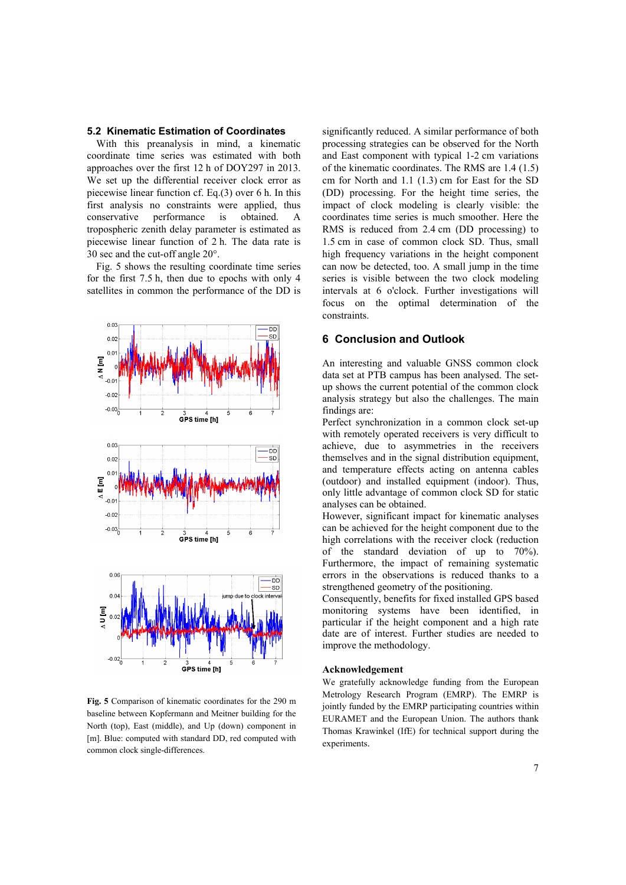### 5.2 Kinematic Estimation of Coordinates

With this preanalysis in mind, a kinematic coordinate time series was estimated with both approaches over the first 12 h of DOY297 in 2013. We set up the differential receiver clock error as piecewise linear function cf. Eq.(3) over 6 h. In this first analysis no constraints were applied, thus conservative performance is obtained. A tropospheric zenith delay parameter is estimated as piecewise linear function of 2 h. The data rate is 30 sec and the cut-off angle 20°.

Fig. 5 shows the resulting coordinate time series for the first 7.5 h, then due to epochs with only 4 satellites in common the performance of the DD is significantly reduced. A similar performance of both processing strategies can be observed for the North and East component with typical 1-2 cm variations of the kinematic coordinates. The RMS are 1.4 (1.5) cm for North and 1.1 (1.3) cm for East for the SD (DD) processing. For the height time series, the impact of clock modeling is clearly visible: the coordinates time series is much smoother. Here the RMS is reduced from 2.4 cm (DD processing) to 1.5 cm in case of common clock SD. Thus, small high frequency variations in the height component can now be detected, too. A small jump in the time series is visible between the two clock modeling intervals at 6 o'clock. Further investigations will focus on the optimal determination of the constraints.

**Fig. 5** Comparison of kinematic coordinates for the 290 m baseline between Kopfermann and Meitner building for the North (top), East (middle), and Up (down) component in [m]. Blue: computed with standard DD, red computed with common clock single-differences.

## 6 Conclusion and Outlook

An interesting and valuable GNSS common clock data set at PTB campus has been analysed. The set-up shows the current potential of the common clock analysis strategy but also the challenges. The main findings are:

Perfect synchronization in a common clock set-up with remotely operated receivers is very difficult to achieve, due to asymmetries in the receivers themselves and in the signal distribution equipment, and temperature effects acting on antenna cables (outdoor) and installed equipment (indoor). Thus, only little advantage of common clock SD for static analyses can be obtained.

However, significant impact for kinematic analyses can be achieved for the height component due to the high correlations with the receiver clock (reduction of the standard deviation of up to 70%). Furthermore, the impact of remaining systematic errors in the observations is reduced thanks to a strengthened geometry of the positioning.

Consequently, benefits for fixed installed GPS based monitoring systems have been identified, in particular if the height component and a high rate date are of interest. Further studies are needed to improve the methodology.

### Acknowledgement

We gratefully acknowledge funding from the European Metrology Research Program (EMRP). The EMRP is jointly funded by the EMRP participating countries within EURAMET and the European Union. The authors thank Thomas Krawinkel (IfE) for technical support during the experiments.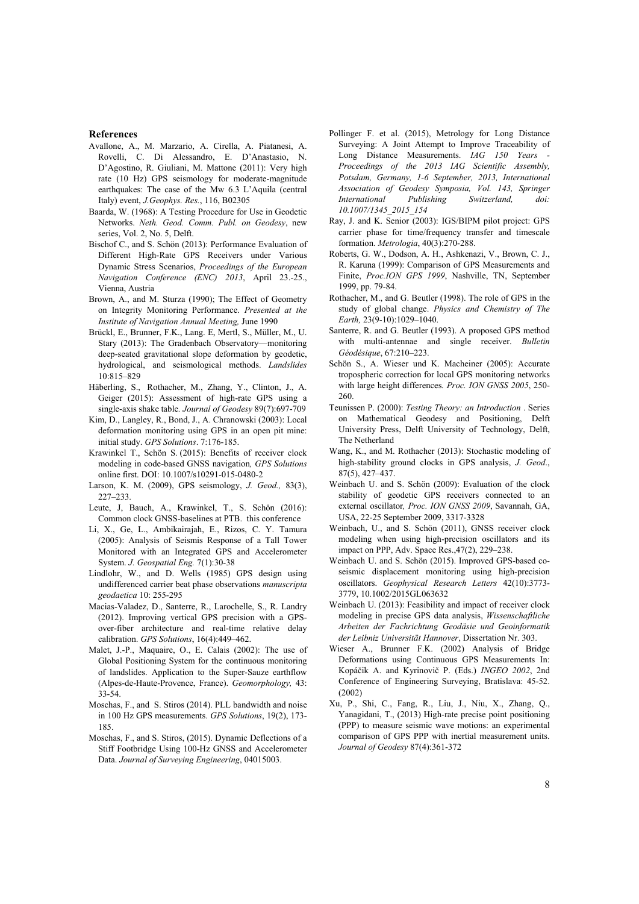## References

Avallone, A., M. Marzario, A. Cirella, A. Piatanesi, A. Rovelli, C. Di Alessandro, E. D'Anastasio, N. D'Agostino, R. Giuliani, M. Mattone (2011): Very high rate (10 Hz) GPS seismology for moderate-magnitude earthquakes: The case of the Mw 6.3 L'Aquila (central Italy) event, *J.Geophys. Res.*, 116, B02305

Baarda, W. (1968): A Testing Procedure for Use in Geodetic Networks. *Neth. Geod. Comm. Publ. on Geodesy*, new series, Vol. 2, No. 5, Delft.

Bischof C., and S. Schön (2013): Performance Evaluation of Different High-Rate GPS Receivers under Various Dynamic Stress Scenarios, *Proceedings of the European Navigation Conference (ENC) 2013*, April 23.-25., Vienna, Austria

Brown, A., and M. Sturza (1990); The Effect of Geometry on Integrity Monitoring Performance. *Presented at the Institute of Navigation Annual Meeting,* June 1990

Brückl, E., Brunner, F.K., Lang. E, Mertl, S., Müller, M., U. Stary (2013): The Gradenbach Observatory—monitoring deep-seated gravitational slope deformation by geodetic, hydrological, and seismological methods. *Landslides* 10:815–829

Häberling, S., Rothacher, M., Zhang, Y., Clinton, J., A. Geiger (2015): Assessment of high-rate GPS using a single-axis shake table. *Journal of Geodesy* 89(7):697-709

Kim, D., Langley, R., Bond, J., A. Chranowski (2003): Local deformation monitoring using GPS in an open pit mine: initial study. *GPS Solutions*. 7:176-185.

Krawinkel T., Schön S. (2015): Benefits of receiver clock modeling in code-based GNSS navigation*, GPS Solutions* online first. DOI: 10.1007/s10291-015-0480-2

Larson, K. M. (2009), GPS seismology, *J. Geod.,* 83(3), 227–233.

Leute, J, Bauch, A., Krawinkel, T., S. Schön (2016): Common clock GNSS-baselines at PTB. this conference

Li, X., Ge, L., Ambikairajah, E., Rizos, C. Y. Tamura (2005): Analysis of Seismis Response of a Tall Tower Monitored with an Integrated GPS and Accelerometer System. *J. Geospatial Eng*. 7(1):30-38

Lindlohr, W., and D. Wells (1985) GPS design using undifferenced carrier beat phase observations *manuscripta geodaetica* 10: 255-295

Macias-Valadez, D., Santerre, R., Larochelle, S., R. Landry (2012). Improving vertical GPS precision with a GPS-over-fiber architecture and real-time relative delay calibration. *GPS Solutions*, 16(4):449–462.

Malet, J.-P., Maquaire, O., E. Calais (2002): The use of Global Positioning System for the continuous monitoring of landslides. Application to the Super-Sauze earthflow (Alpes-de-Haute-Provence, France). *Geomorphology,* 43: 33-54.

Moschas, F., and S. Stiros (2014). PLL bandwidth and noise in 100 Hz GPS measurements. *GPS Solutions*, 19(2), 173-185.

Moschas, F., and S. Stiros, (2015). Dynamic Deflections of a Stiff Footbridge Using 100-Hz GNSS and Accelerometer Data. *Journal of Surveying Engineering*, 04015003.

Pollinger F. et al. (2015), Metrology for Long Distance Surveying: A Joint Attempt to Improve Traceability of Long Distance Measurements. *IAG 150 Years - Proceedings of the 2013 IAG Scientific Assembly, Potsdam, Germany, 1-6 September, 2013, International Association of Geodesy Symposia, Vol. 143, Springer International Publishing Switzerland, doi: 10.1007/1345_2015_154*

Ray, J. and K. Senior (2003): IGS/BIPM pilot project: GPS carrier phase for time/frequency transfer and timescale formation. *Metrologia*, 40(3):270-288.

Roberts, G. W., Dodson, A. H., Ashkenazi, V., Brown, C. J., R. Karuna (1999): Comparison of GPS Measurements and Finite, *Proc.ION GPS 1999*, Nashville, TN, September 1999, pp. 79-84.

Rothacher, M., and G. Beutler (1998). The role of GPS in the study of global change. *Physics and Chemistry of The Earth,* 23(9-10):1029–1040.

Santerre, R. and G. Beutler (1993). A proposed GPS method with multi-antennae and single receiver. *Bulletin Géodésique*, 67:210–223.

Schön S., A. Wieser und K. Macheiner (2005): Accurate tropospheric correction for local GPS monitoring networks with large height differences*. Proc. ION GNSS 2005*, 250-260.

Teunissen P. (2000): *Testing Theory: an Introduction* . Series on Mathematical Geodesy and Positioning, Delft University Press, Delft University of Technology, Delft, The Netherland

Wang, K., and M. Rothacher (2013): Stochastic modeling of high-stability ground clocks in GPS analysis, *J. Geod*., 87(5), 427–437.

Weinbach U. and S. Schön (2009): Evaluation of the clock stability of geodetic GPS receivers connected to an external oscillator*, Proc. ION GNSS 2009*, Savannah, GA, USA, 22-25 September 2009, 3317-3328

Weinbach, U., and S. Schön (2011), GNSS receiver clock modeling when using high-precision oscillators and its impact on PPP, Adv. Space Res.,47(2), 229–238.

Weinbach U. and S. Schön (2015). Improved GPS-based co-seismic displacement monitoring using high-precision oscillators. *Geophysical Research Letters* 42(10):3773-3779, 10.1002/2015GL063632

Weinbach U. (2013): Feasibility and impact of receiver clock modeling in precise GPS data analysis, *Wissenschaftliche Arbeiten der Fachrichtung Geodäsie und Geoinformatik der Leibniz Universität Hannover*, Dissertation Nr. 303.

Wieser A., Brunner F.K. (2002) Analysis of Bridge Deformations using Continuous GPS Measurements In: Kopáčik A. and Kyrinovič P. (Eds.) *INGEO 2002*, 2nd Conference of Engineering Surveying, Bratislava: 45-52. (2002)

Xu, P., Shi, C., Fang, R., Liu, J., Niu, X., Zhang, Q., Yanagidani, T., (2013) High-rate precise point positioning (PPP) to measure seismic wave motions: an experimental comparison of GPS PPP with inertial measurement units. *Journal of Geodesy* 87(4):361-372